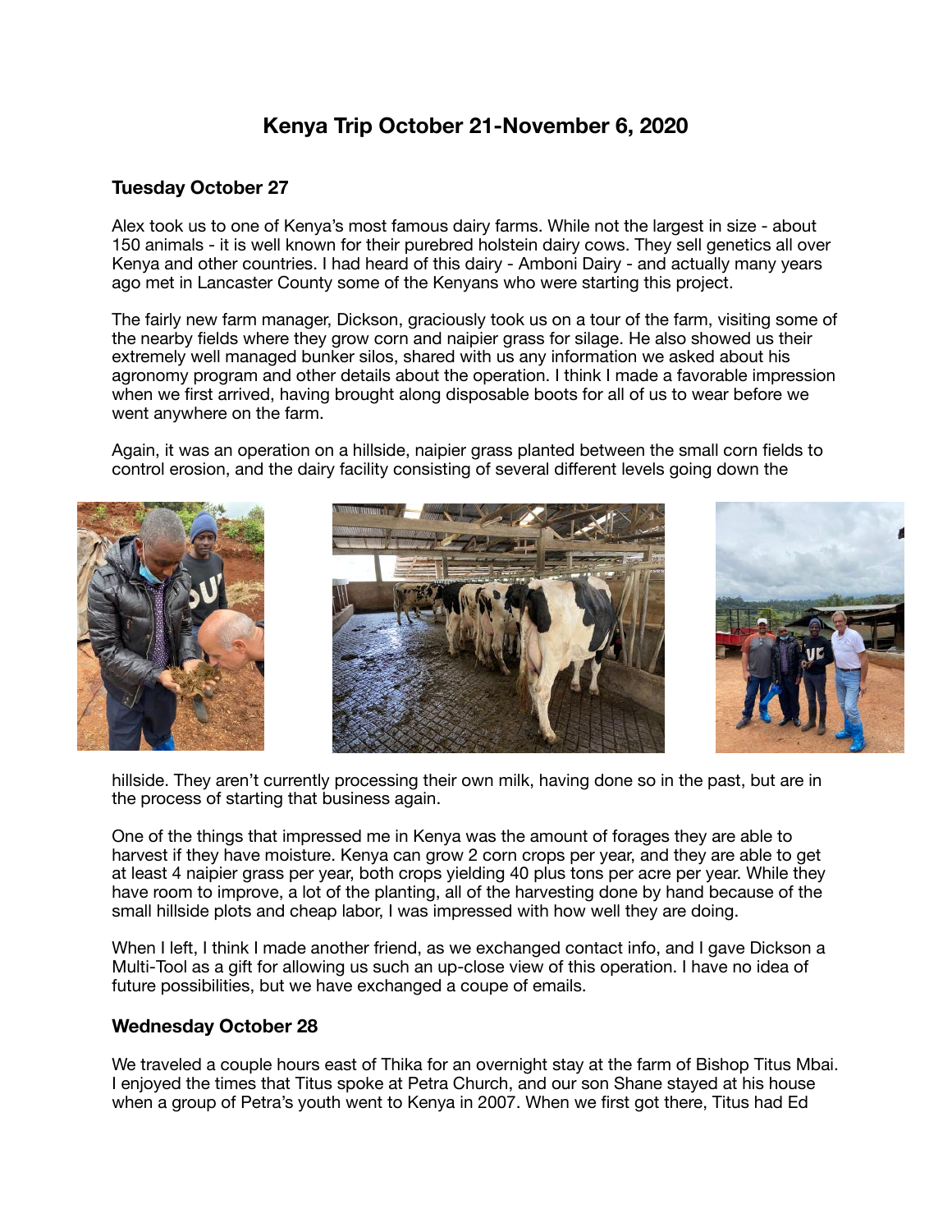# Kenya Trip October 21-November 6, 2020

## Tuesday October 27

Alex took us to one of Kenya's most famous dairy farms. While not the largest in size - about 150 animals - it is well known for their purebred holstein dairy cows. They sell genetics all over Kenya and other countries. I had heard of this dairy - Amboni Dairy - and actually many years ago met in Lancaster County some of the Kenyans who were starting this project.

The fairly new farm manager, Dickson, graciously took us on a tour of the farm, visiting some of the nearby fields where they grow corn and naipier grass for silage. He also showed us their extremely well managed bunker silos, shared with us any information we asked about his agronomy program and other details about the operation. I think I made a favorable impression when we first arrived, having brought along disposable boots for all of us to wear before we went anywhere on the farm.

Again, it was an operation on a hillside, naipier grass planted between the small corn fields to control erosion, and the dairy facility consisting of several different levels going down the hillside. They aren't currently processing their own milk, having done so in the past, but are in the process of starting that business again.

One of the things that impressed me in Kenya was the amount of forages they are able to harvest if they have moisture. Kenya can grow 2 corn crops per year, and they are able to get at least 4 naipier grass per year, both crops yielding 40 plus tons per acre per year. While they have room to improve, a lot of the planting, all of the harvesting done by hand because of the small hillside plots and cheap labor, I was impressed with how well they are doing.

When I left, I think I made another friend, as we exchanged contact info, and I gave Dickson a Multi-Tool as a gift for allowing us such an up-close view of this operation. I have no idea of future possibilities, but we have exchanged a coupe of emails.

## Wednesday October 28

We traveled a couple hours east of Thika for an overnight stay at the farm of Bishop Titus Mbai. I enjoyed the times that Titus spoke at Petra Church, and our son Shane stayed at his house when a group of Petra's youth went to Kenya in 2007. When we first got there, Titus had Ed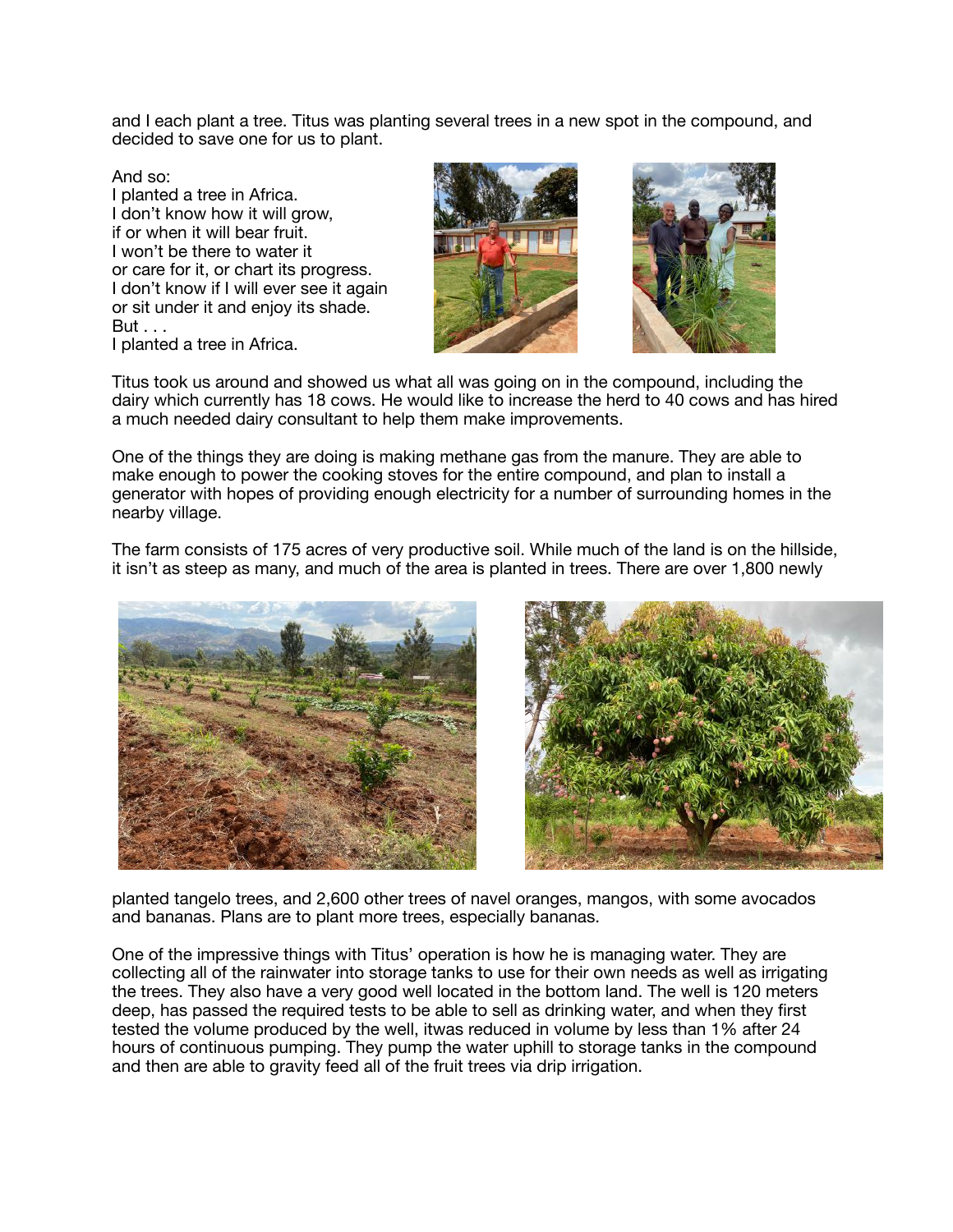and I each plant a tree. Titus was planting several trees in a new spot in the compound, and decided to save one for us to plant.

And so:
I planted a tree in Africa.
I don't know how it will grow,
if or when it will bear fruit.
I won't be there to water it
or care for it, or chart its progress.
I don't know if I will ever see it again
or sit under it and enjoy its shade.
But . . .
I planted a tree in Africa.

Titus took us around and showed us what all was going on in the compound, including the dairy which currently has 18 cows. He would like to increase the herd to 40 cows and has hired a much needed dairy consultant to help them make improvements.

One of the things they are doing is making methane gas from the manure. They are able to make enough to power the cooking stoves for the entire compound, and plan to install a generator with hopes of providing enough electricity for a number of surrounding homes in the nearby village.

The farm consists of 175 acres of very productive soil. While much of the land is on the hillside, it isn't as steep as many, and much of the area is planted in trees. There are over 1,800 newly planted tangelo trees, and 2,600 other trees of navel oranges, mangos, with some avocados and bananas. Plans are to plant more trees, especially bananas.

One of the impressive things with Titus' operation is how he is managing water. They are collecting all of the rainwater into storage tanks to use for their own needs as well as irrigating the trees. They also have a very good well located in the bottom land. The well is 120 meters deep, has passed the required tests to be able to sell as drinking water, and when they first tested the volume produced by the well, itwas reduced in volume by less than 1% after 24 hours of continuous pumping. They pump the water uphill to storage tanks in the compound and then are able to gravity feed all of the fruit trees via drip irrigation.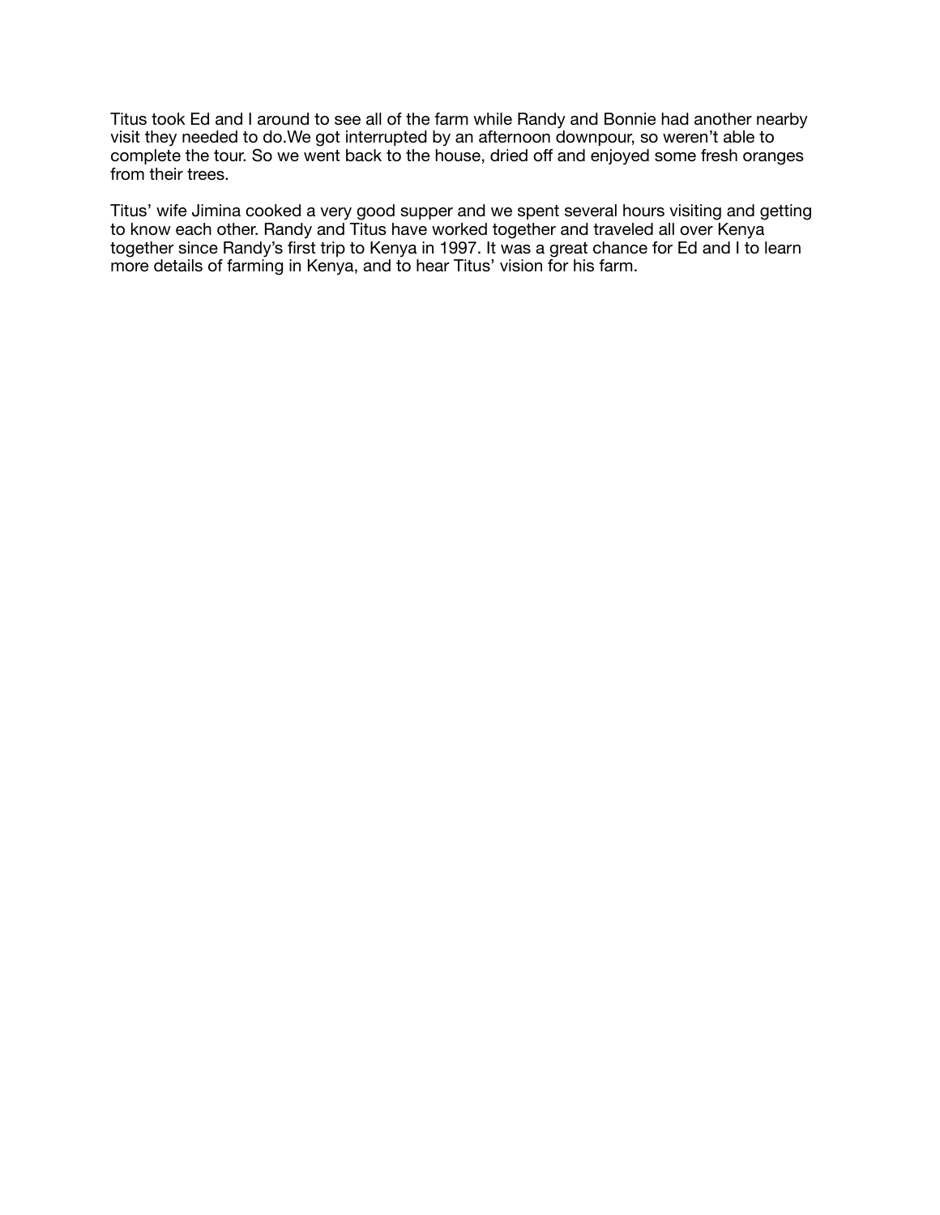Titus took Ed and I around to see all of the farm while Randy and Bonnie had another nearby visit they needed to do.We got interrupted by an afternoon downpour, so weren't able to complete the tour. So we went back to the house, dried off and enjoyed some fresh oranges from their trees.

Titus' wife Jimina cooked a very good supper and we spent several hours visiting and getting to know each other. Randy and Titus have worked together and traveled all over Kenya together since Randy's first trip to Kenya in 1997. It was a great chance for Ed and I to learn more details of farming in Kenya, and to hear Titus' vision for his farm.